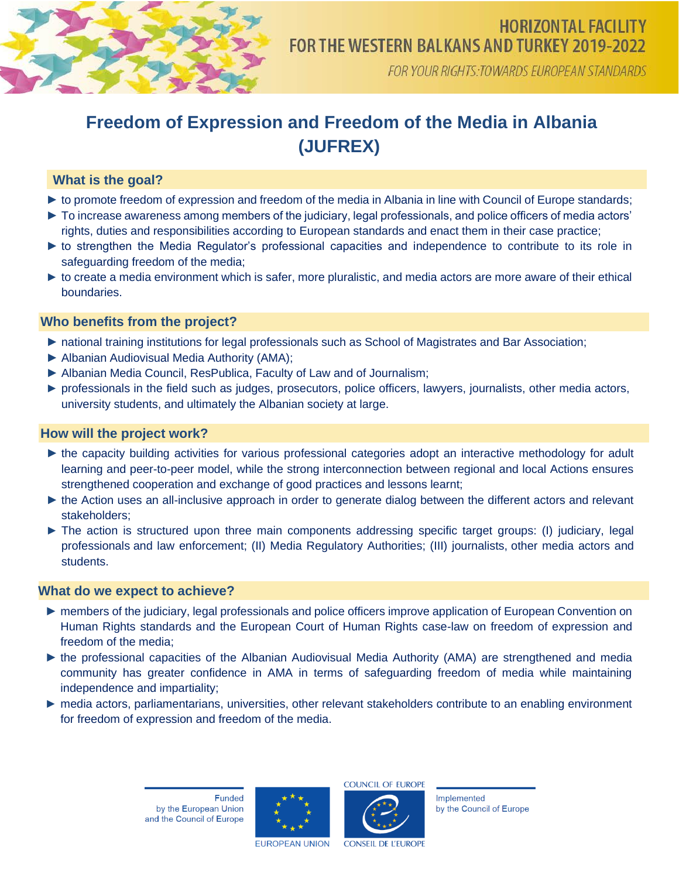HORIZONTAL FACILITY
FOR THE WESTERN BALKANS AND TURKEY 2019-2022

*FOR YOUR RIGHTS: TOWARDS EUROPEAN STANDARDS*

# Freedom of Expression and Freedom of the Media in Albania (JUFREX)

## What is the goal?

- ► to promote freedom of expression and freedom of the media in Albania in line with Council of Europe standards;
- ► To increase awareness among members of the judiciary, legal professionals, and police officers of media actors' rights, duties and responsibilities according to European standards and enact them in their case practice;
- ► to strengthen the Media Regulator's professional capacities and independence to contribute to its role in safeguarding freedom of the media;
- ► to create a media environment which is safer, more pluralistic, and media actors are more aware of their ethical boundaries.

## Who benefits from the project?

- ► national training institutions for legal professionals such as School of Magistrates and Bar Association;
- ► Albanian Audiovisual Media Authority (AMA);
- ► Albanian Media Council, ResPublica, Faculty of Law and of Journalism;
- ► professionals in the field such as judges, prosecutors, police officers, lawyers, journalists, other media actors, university students, and ultimately the Albanian society at large.

## How will the project work?

- ► the capacity building activities for various professional categories adopt an interactive methodology for adult learning and peer-to-peer model, while the strong interconnection between regional and local Actions ensures strengthened cooperation and exchange of good practices and lessons learnt;
- ► the Action uses an all-inclusive approach in order to generate dialog between the different actors and relevant stakeholders;
- ► The action is structured upon three main components addressing specific target groups: (I) judiciary, legal professionals and law enforcement; (II) Media Regulatory Authorities; (III) journalists, other media actors and students.

## What do we expect to achieve?

- ► members of the judiciary, legal professionals and police officers improve application of European Convention on Human Rights standards and the European Court of Human Rights case-law on freedom of expression and freedom of the media;
- ► the professional capacities of the Albanian Audiovisual Media Authority (AMA) are strengthened and media community has greater confidence in AMA in terms of safeguarding freedom of media while maintaining independence and impartiality;
- ► media actors, parliamentarians, universities, other relevant stakeholders contribute to an enabling environment for freedom of expression and freedom of the media.

Funded by the European Union and the Council of Europe

EUROPEAN UNION

COUNCIL OF EUROPE
CONSEIL DE L'EUROPE

Implemented by the Council of Europe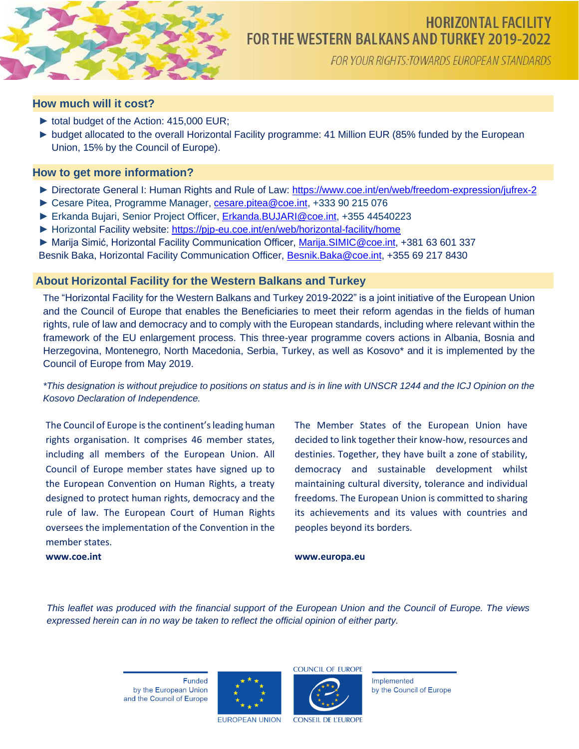## How much will it cost?

- ► total budget of the Action: 415,000 EUR;
- ► budget allocated to the overall Horizontal Facility programme: 41 Million EUR (85% funded by the European Union, 15% by the Council of Europe).

## How to get more information?

- ► Directorate General I: Human Rights and Rule of Law: https://www.coe.int/en/web/freedom-expression/jufrex-2
- ► Cesare Pitea, Programme Manager, cesare.pitea@coe.int, +333 90 215 076
- ► Erkanda Bujari, Senior Project Officer, Erkanda.BUJARI@coe.int, +355 44540223
- ► Horizontal Facility website: https://pjp-eu.coe.int/en/web/horizontal-facility/home
- ► Marija Simić, Horizontal Facility Communication Officer, Marija.SIMIC@coe.int, +381 63 601 337

Besnik Baka, Horizontal Facility Communication Officer, Besnik.Baka@coe.int, +355 69 217 8430

## About Horizontal Facility for the Western Balkans and Turkey

The "Horizontal Facility for the Western Balkans and Turkey 2019-2022" is a joint initiative of the European Union and the Council of Europe that enables the Beneficiaries to meet their reform agendas in the fields of human rights, rule of law and democracy and to comply with the European standards, including where relevant within the framework of the EU enlargement process. This three-year programme covers actions in Albania, Bosnia and Herzegovina, Montenegro, North Macedonia, Serbia, Turkey, as well as Kosovo* and it is implemented by the Council of Europe from May 2019.

*\*This designation is without prejudice to positions on status and is in line with UNSCR 1244 and the ICJ Opinion on the Kosovo Declaration of Independence.*

The Council of Europe is the continent's leading human rights organisation. It comprises 46 member states, including all members of the European Union. All Council of Europe member states have signed up to the European Convention on Human Rights, a treaty designed to protect human rights, democracy and the rule of law. The European Court of Human Rights oversees the implementation of the Convention in the member states.

**www.coe.int**

The Member States of the European Union have decided to link together their know-how, resources and destinies. Together, they have built a zone of stability, democracy and sustainable development whilst maintaining cultural diversity, tolerance and individual freedoms. The European Union is committed to sharing its achievements and its values with countries and peoples beyond its borders.

**www.europa.eu**

*This leaflet was produced with the financial support of the European Union and the Council of Europe. The views expressed herein can in no way be taken to reflect the official opinion of either party.*

Funded by the European Union and the Council of Europe

EUROPEAN UNION

COUNCIL OF EUROPE

CONSEIL DE L'EUROPE

Implemented by the Council of Europe